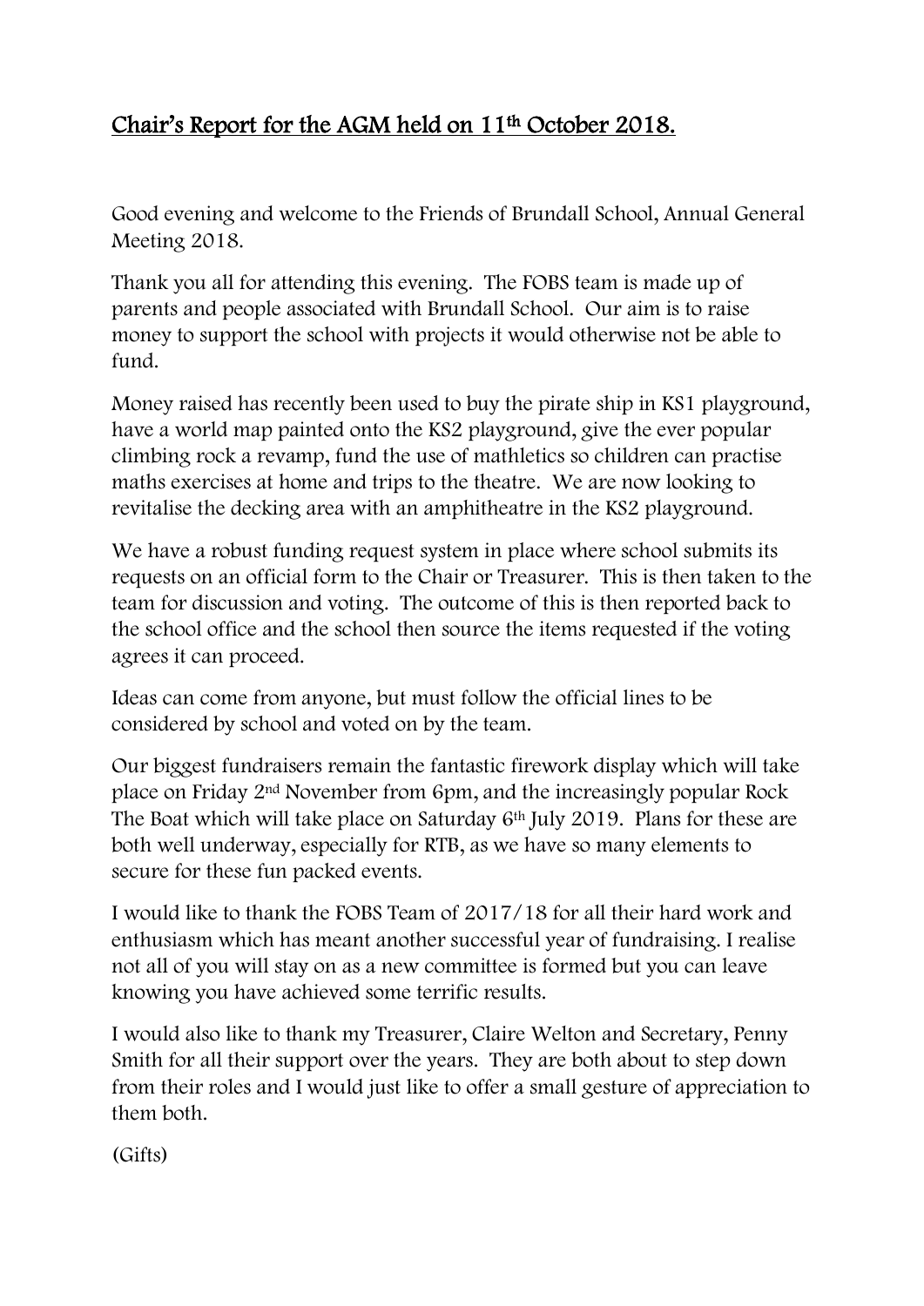# Chair's Report for the AGM held on 11th October 2018.

Good evening and welcome to the Friends of Brundall School, Annual General Meeting 2018.

Thank you all for attending this evening. The FOBS team is made up of parents and people associated with Brundall School. Our aim is to raise money to support the school with projects it would otherwise not be able to fund.

Money raised has recently been used to buy the pirate ship in KS1 playground, have a world map painted onto the KS2 playground, give the ever popular climbing rock a revamp, fund the use of mathletics so children can practise maths exercises at home and trips to the theatre. We are now looking to revitalise the decking area with an amphitheatre in the KS2 playground.

We have a robust funding request system in place where school submits its requests on an official form to the Chair or Treasurer. This is then taken to the team for discussion and voting. The outcome of this is then reported back to the school office and the school then source the items requested if the voting agrees it can proceed.

Ideas can come from anyone, but must follow the official lines to be considered by school and voted on by the team.

Our biggest fundraisers remain the fantastic firework display which will take place on Friday 2nd November from 6pm, and the increasingly popular Rock The Boat which will take place on Saturday 6th July 2019. Plans for these are both well underway, especially for RTB, as we have so many elements to secure for these fun packed events.

I would like to thank the FOBS Team of 2017/18 for all their hard work and enthusiasm which has meant another successful year of fundraising. I realise not all of you will stay on as a new committee is formed but you can leave knowing you have achieved some terrific results.

I would also like to thank my Treasurer, Claire Welton and Secretary, Penny Smith for all their support over the years. They are both about to step down from their roles and I would just like to offer a small gesture of appreciation to them both.

(Gifts)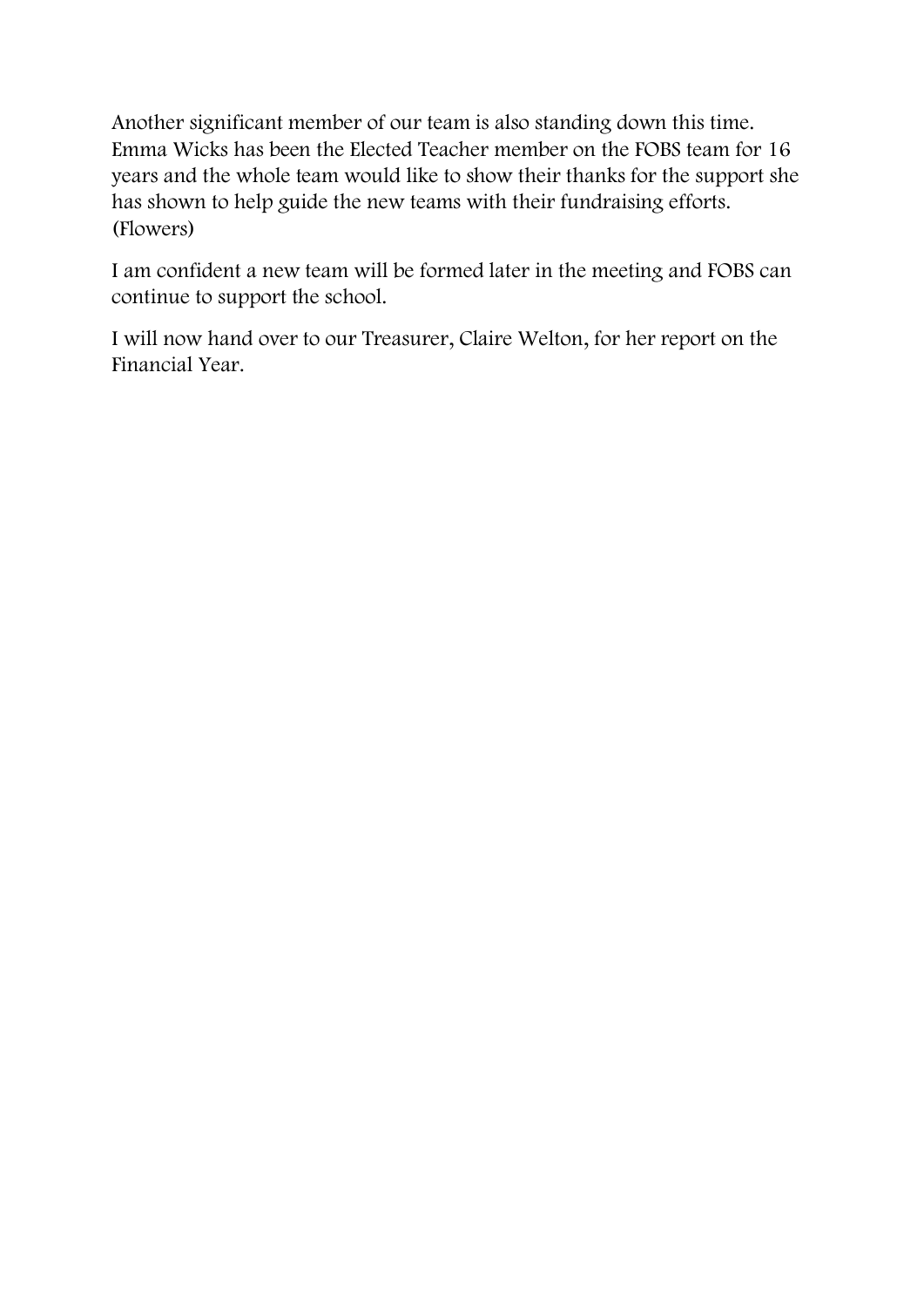Another significant member of our team is also standing down this time. Emma Wicks has been the Elected Teacher member on the FOBS team for 16 years and the whole team would like to show their thanks for the support she has shown to help guide the new teams with their fundraising efforts. (Flowers)

I am confident a new team will be formed later in the meeting and FOBS can continue to support the school.

I will now hand over to our Treasurer, Claire Welton, for her report on the Financial Year.